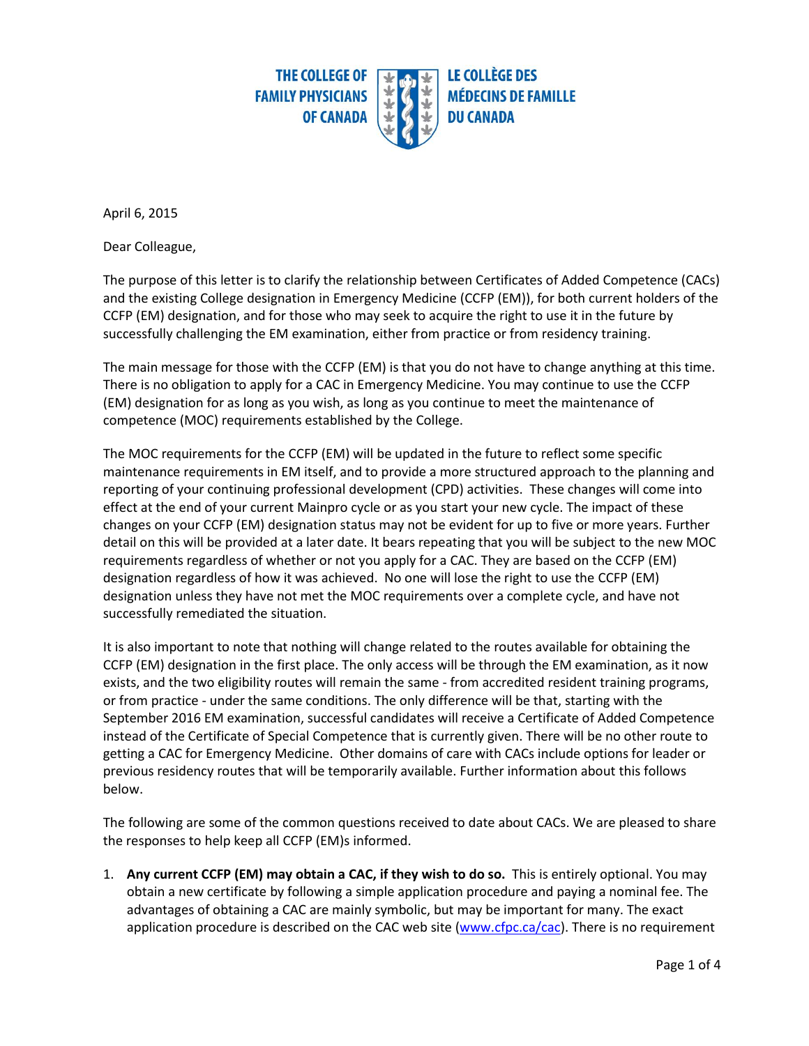THE COLLEGE OF FAMILY PHYSICIANS OF CANADA

LE COLLÈGE DES MÉDECINS DE FAMILLE DU CANADA

April 6, 2015

Dear Colleague,

The purpose of this letter is to clarify the relationship between Certificates of Added Competence (CACs) and the existing College designation in Emergency Medicine (CCFP (EM)), for both current holders of the CCFP (EM) designation, and for those who may seek to acquire the right to use it in the future by successfully challenging the EM examination, either from practice or from residency training.

The main message for those with the CCFP (EM) is that you do not have to change anything at this time. There is no obligation to apply for a CAC in Emergency Medicine. You may continue to use the CCFP (EM) designation for as long as you wish, as long as you continue to meet the maintenance of competence (MOC) requirements established by the College.

The MOC requirements for the CCFP (EM) will be updated in the future to reflect some specific maintenance requirements in EM itself, and to provide a more structured approach to the planning and reporting of your continuing professional development (CPD) activities. These changes will come into effect at the end of your current Mainpro cycle or as you start your new cycle. The impact of these changes on your CCFP (EM) designation status may not be evident for up to five or more years. Further detail on this will be provided at a later date. It bears repeating that you will be subject to the new MOC requirements regardless of whether or not you apply for a CAC. They are based on the CCFP (EM) designation regardless of how it was achieved. No one will lose the right to use the CCFP (EM) designation unless they have not met the MOC requirements over a complete cycle, and have not successfully remediated the situation.

It is also important to note that nothing will change related to the routes available for obtaining the CCFP (EM) designation in the first place. The only access will be through the EM examination, as it now exists, and the two eligibility routes will remain the same - from accredited resident training programs, or from practice - under the same conditions. The only difference will be that, starting with the September 2016 EM examination, successful candidates will receive a Certificate of Added Competence instead of the Certificate of Special Competence that is currently given. There will be no other route to getting a CAC for Emergency Medicine. Other domains of care with CACs include options for leader or previous residency routes that will be temporarily available. Further information about this follows below.

The following are some of the common questions received to date about CACs. We are pleased to share the responses to help keep all CCFP (EM)s informed.

1. **Any current CCFP (EM) may obtain a CAC, if they wish to do so.** This is entirely optional. You may obtain a new certificate by following a simple application procedure and paying a nominal fee. The advantages of obtaining a CAC are mainly symbolic, but may be important for many. The exact application procedure is described on the CAC web site (www.cfpc.ca/cac). There is no requirement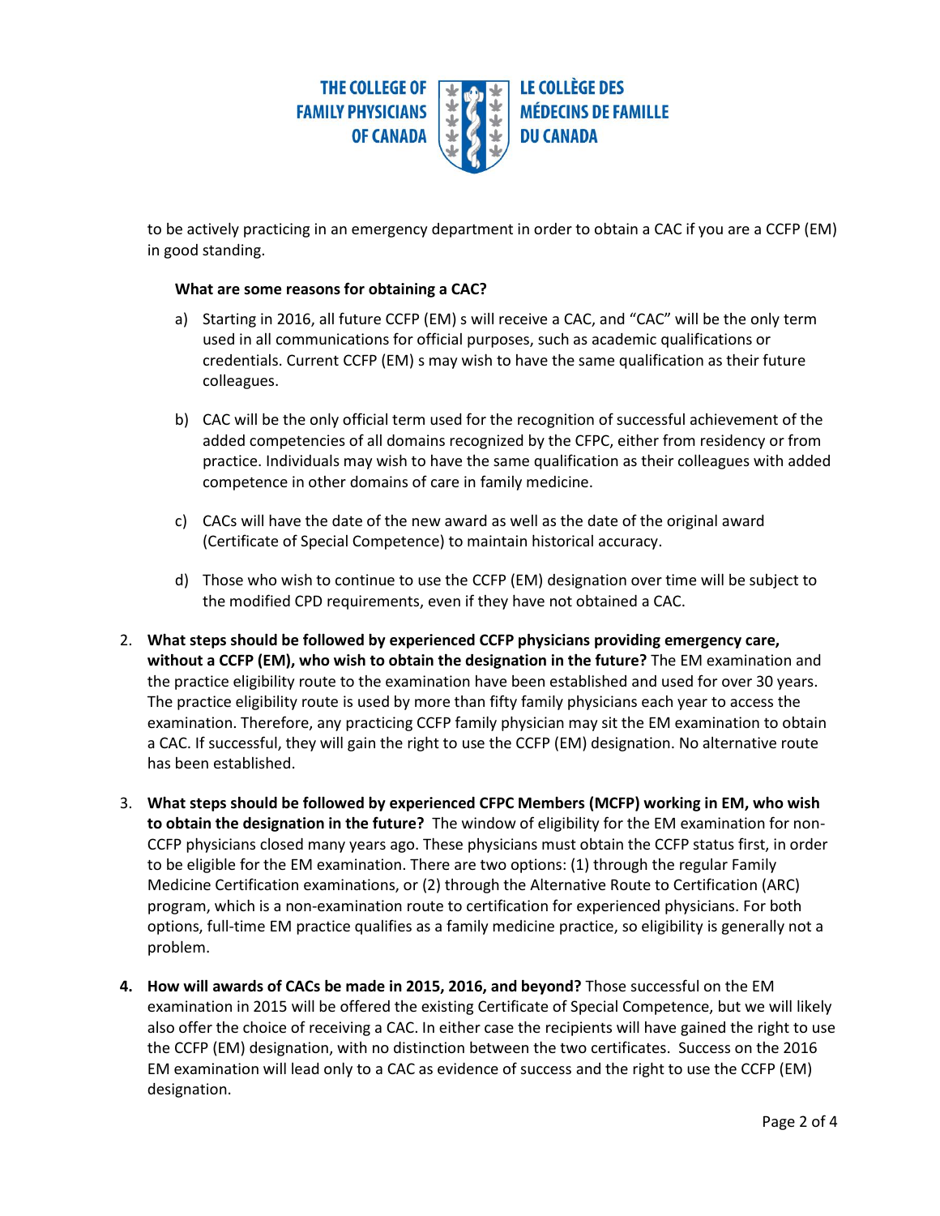to be actively practicing in an emergency department in order to obtain a CAC if you are a CCFP (EM) in good standing.

**What are some reasons for obtaining a CAC?**

a) Starting in 2016, all future CCFP (EM) s will receive a CAC, and "CAC" will be the only term used in all communications for official purposes, such as academic qualifications or credentials. Current CCFP (EM) s may wish to have the same qualification as their future colleagues.

b) CAC will be the only official term used for the recognition of successful achievement of the added competencies of all domains recognized by the CFPC, either from residency or from practice. Individuals may wish to have the same qualification as their colleagues with added competence in other domains of care in family medicine.

c) CACs will have the date of the new award as well as the date of the original award (Certificate of Special Competence) to maintain historical accuracy.

d) Those who wish to continue to use the CCFP (EM) designation over time will be subject to the modified CPD requirements, even if they have not obtained a CAC.

2. **What steps should be followed by experienced CCFP physicians providing emergency care, without a CCFP (EM), who wish to obtain the designation in the future?** The EM examination and the practice eligibility route to the examination have been established and used for over 30 years. The practice eligibility route is used by more than fifty family physicians each year to access the examination. Therefore, any practicing CCFP family physician may sit the EM examination to obtain a CAC. If successful, they will gain the right to use the CCFP (EM) designation. No alternative route has been established.

3. **What steps should be followed by experienced CFPC Members (MCFP) working in EM, who wish to obtain the designation in the future?** The window of eligibility for the EM examination for non-CCFP physicians closed many years ago. These physicians must obtain the CCFP status first, in order to be eligible for the EM examination. There are two options: (1) through the regular Family Medicine Certification examinations, or (2) through the Alternative Route to Certification (ARC) program, which is a non-examination route to certification for experienced physicians. For both options, full-time EM practice qualifies as a family medicine practice, so eligibility is generally not a problem.

4. **How will awards of CACs be made in 2015, 2016, and beyond?** Those successful on the EM examination in 2015 will be offered the existing Certificate of Special Competence, but we will likely also offer the choice of receiving a CAC. In either case the recipients will have gained the right to use the CCFP (EM) designation, with no distinction between the two certificates. Success on the 2016 EM examination will lead only to a CAC as evidence of success and the right to use the CCFP (EM) designation.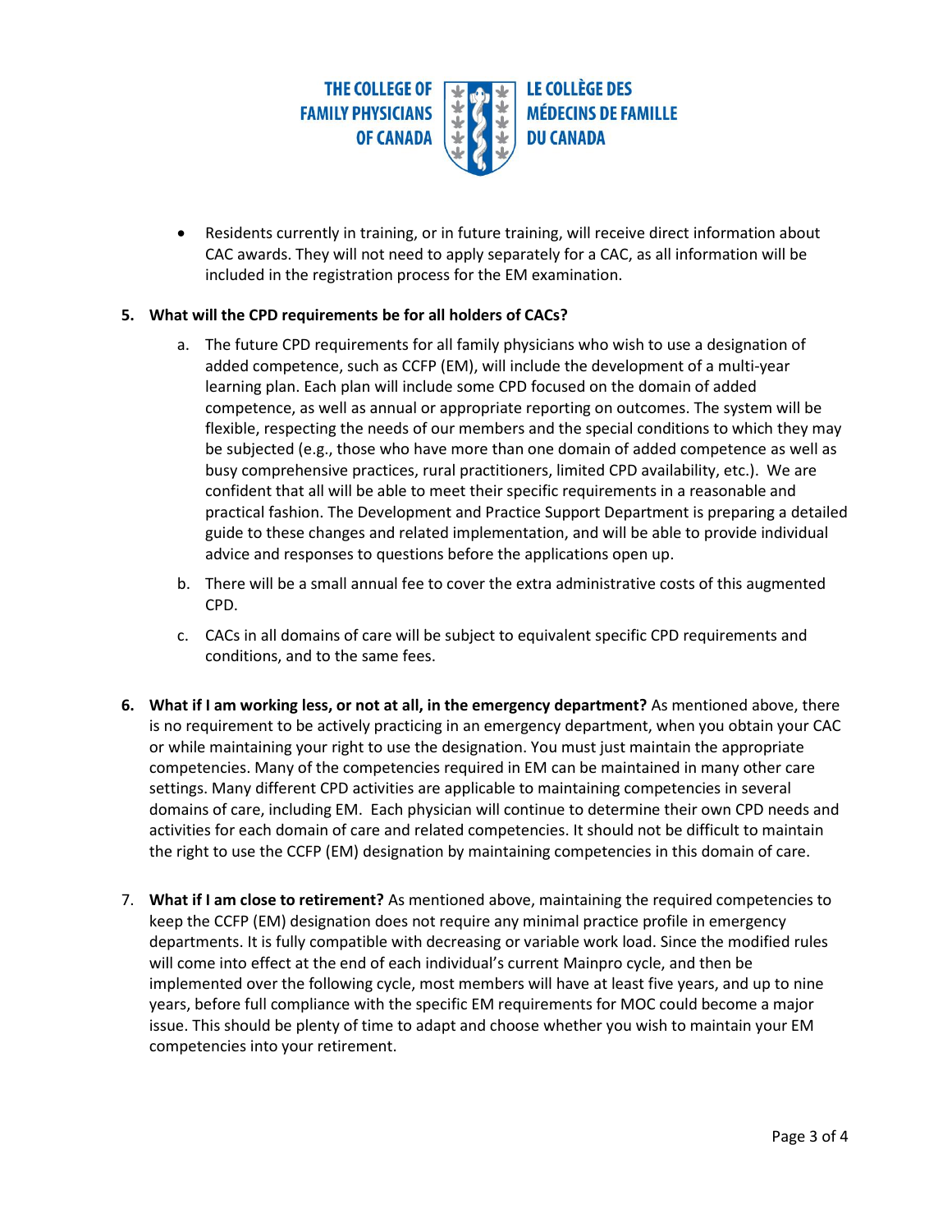- Residents currently in training, or in future training, will receive direct information about CAC awards. They will not need to apply separately for a CAC, as all information will be included in the registration process for the EM examination.

5. **What will the CPD requirements be for all holders of CACs?**

   a. The future CPD requirements for all family physicians who wish to use a designation of added competence, such as CCFP (EM), will include the development of a multi-year learning plan. Each plan will include some CPD focused on the domain of added competence, as well as annual or appropriate reporting on outcomes. The system will be flexible, respecting the needs of our members and the special conditions to which they may be subjected (e.g., those who have more than one domain of added competence as well as busy comprehensive practices, rural practitioners, limited CPD availability, etc.). We are confident that all will be able to meet their specific requirements in a reasonable and practical fashion. The Development and Practice Support Department is preparing a detailed guide to these changes and related implementation, and will be able to provide individual advice and responses to questions before the applications open up.

   b. There will be a small annual fee to cover the extra administrative costs of this augmented CPD.

   c. CACs in all domains of care will be subject to equivalent specific CPD requirements and conditions, and to the same fees.

6. **What if I am working less, or not at all, in the emergency department?** As mentioned above, there is no requirement to be actively practicing in an emergency department, when you obtain your CAC or while maintaining your right to use the designation. You must just maintain the appropriate competencies. Many of the competencies required in EM can be maintained in many other care settings. Many different CPD activities are applicable to maintaining competencies in several domains of care, including EM. Each physician will continue to determine their own CPD needs and activities for each domain of care and related competencies. It should not be difficult to maintain the right to use the CCFP (EM) designation by maintaining competencies in this domain of care.

7. **What if I am close to retirement?** As mentioned above, maintaining the required competencies to keep the CCFP (EM) designation does not require any minimal practice profile in emergency departments. It is fully compatible with decreasing or variable work load. Since the modified rules will come into effect at the end of each individual's current Mainpro cycle, and then be implemented over the following cycle, most members will have at least five years, and up to nine years, before full compliance with the specific EM requirements for MOC could become a major issue. This should be plenty of time to adapt and choose whether you wish to maintain your EM competencies into your retirement.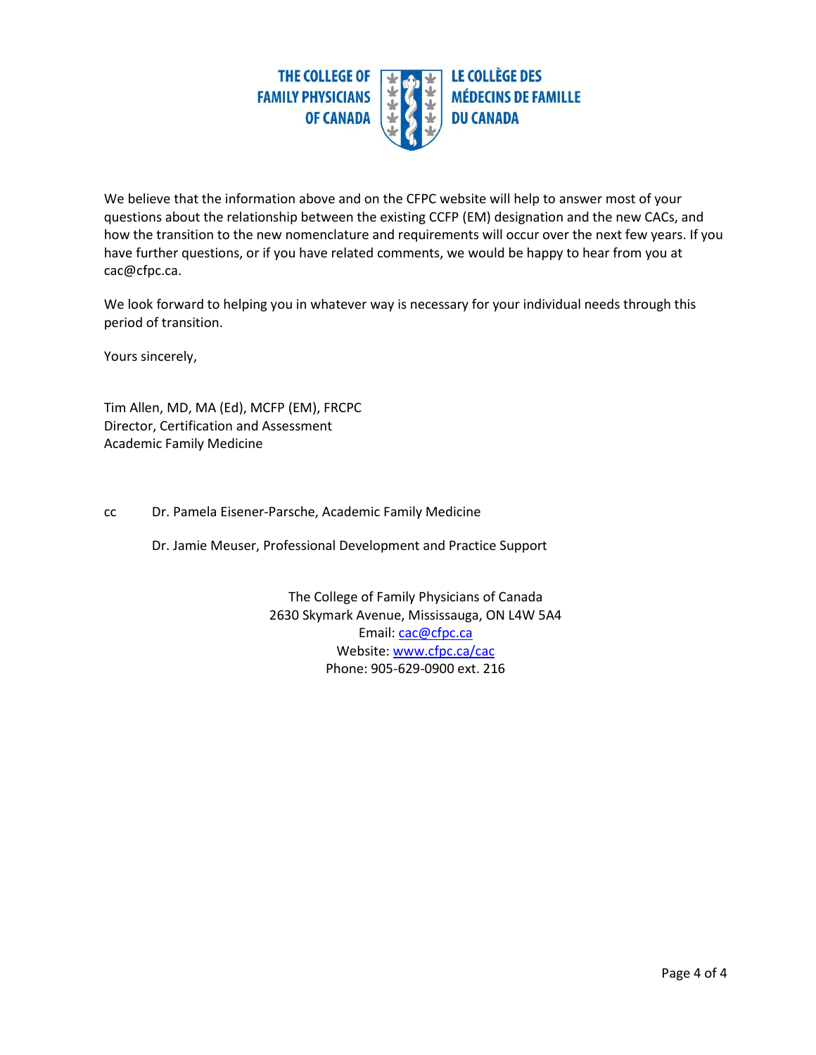THE COLLEGE OF FAMILY PHYSICIANS OF CANADA

LE COLLÈGE DES MÉDECINS DE FAMILLE DU CANADA

We believe that the information above and on the CFPC website will help to answer most of your questions about the relationship between the existing CCFP (EM) designation and the new CACs, and how the transition to the new nomenclature and requirements will occur over the next few years. If you have further questions, or if you have related comments, we would be happy to hear from you at cac@cfpc.ca.

We look forward to helping you in whatever way is necessary for your individual needs through this period of transition.

Yours sincerely,

Tim Allen, MD, MA (Ed), MCFP (EM), FRCPC
Director, Certification and Assessment
Academic Family Medicine

cc Dr. Pamela Eisener-Parsche, Academic Family Medicine

Dr. Jamie Meuser, Professional Development and Practice Support

The College of Family Physicians of Canada
2630 Skymark Avenue, Mississauga, ON L4W 5A4
Email: cac@cfpc.ca
Website: www.cfpc.ca/cac
Phone: 905-629-0900 ext. 216